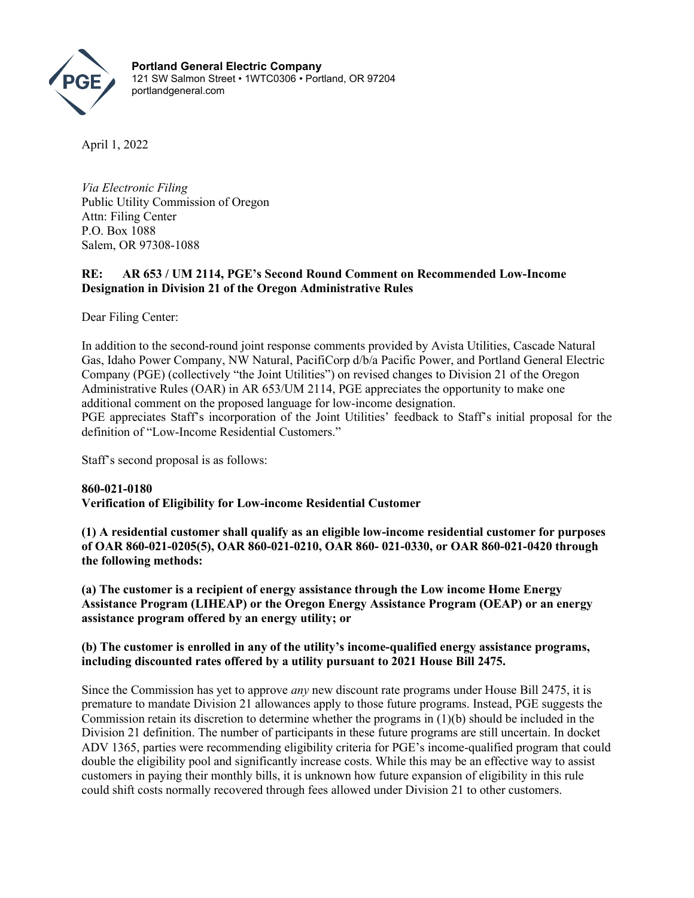**Portland General Electric Company**
121 SW Salmon Street • 1WTC0306 • Portland, OR 97204
portlandgeneral.com

April 1, 2022

*Via Electronic Filing*
Public Utility Commission of Oregon
Attn: Filing Center
P.O. Box 1088
Salem, OR 97308-1088

**RE: AR 653 / UM 2114, PGE's Second Round Comment on Recommended Low-Income Designation in Division 21 of the Oregon Administrative Rules**

Dear Filing Center:

In addition to the second-round joint response comments provided by Avista Utilities, Cascade Natural Gas, Idaho Power Company, NW Natural, PacifiCorp d/b/a Pacific Power, and Portland General Electric Company (PGE) (collectively "the Joint Utilities") on revised changes to Division 21 of the Oregon Administrative Rules (OAR) in AR 653/UM 2114, PGE appreciates the opportunity to make one additional comment on the proposed language for low-income designation.
PGE appreciates Staff's incorporation of the Joint Utilities' feedback to Staff's initial proposal for the definition of "Low-Income Residential Customers."

Staff's second proposal is as follows:

**860-021-0180**
**Verification of Eligibility for Low-income Residential Customer**

**(1) A residential customer shall qualify as an eligible low-income residential customer for purposes of OAR 860-021-0205(5), OAR 860-021-0210, OAR 860- 021-0330, or OAR 860-021-0420 through the following methods:**

**(a) The customer is a recipient of energy assistance through the Low income Home Energy Assistance Program (LIHEAP) or the Oregon Energy Assistance Program (OEAP) or an energy assistance program offered by an energy utility; or**

**(b) The customer is enrolled in any of the utility's income-qualified energy assistance programs, including discounted rates offered by a utility pursuant to 2021 House Bill 2475.**

Since the Commission has yet to approve *any* new discount rate programs under House Bill 2475, it is premature to mandate Division 21 allowances apply to those future programs. Instead, PGE suggests the Commission retain its discretion to determine whether the programs in (1)(b) should be included in the Division 21 definition. The number of participants in these future programs are still uncertain. In docket ADV 1365, parties were recommending eligibility criteria for PGE's income-qualified program that could double the eligibility pool and significantly increase costs. While this may be an effective way to assist customers in paying their monthly bills, it is unknown how future expansion of eligibility in this rule could shift costs normally recovered through fees allowed under Division 21 to other customers.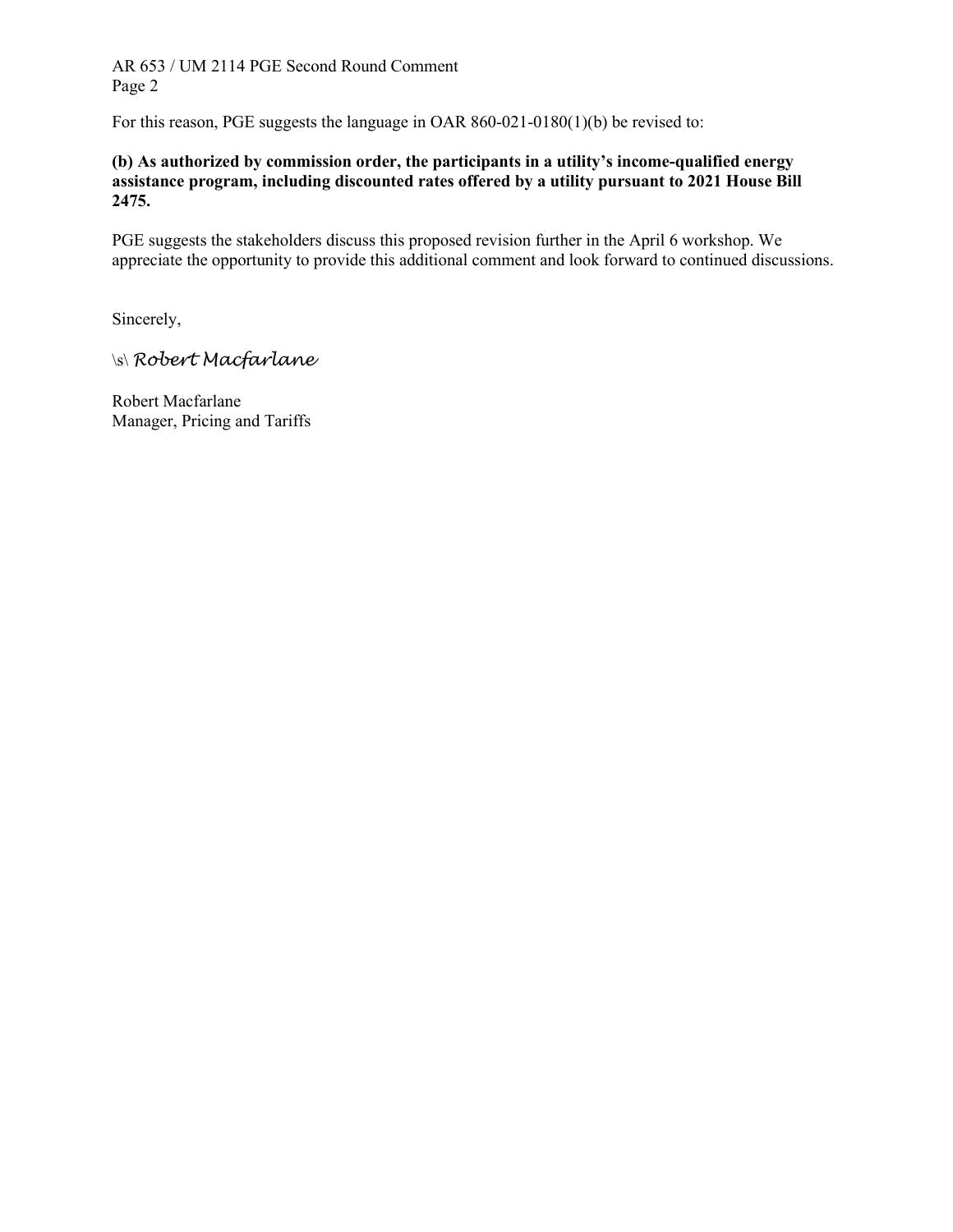For this reason, PGE suggests the language in OAR 860-021-0180(1)(b) be revised to:

**(b) As authorized by commission order, the participants in a utility's income-qualified energy assistance program, including discounted rates offered by a utility pursuant to 2021 House Bill 2475.**

PGE suggests the stakeholders discuss this proposed revision further in the April 6 workshop. We appreciate the opportunity to provide this additional comment and look forward to continued discussions.

Sincerely,

\s\ *Robert Macfarlane*

Robert Macfarlane
Manager, Pricing and Tariffs